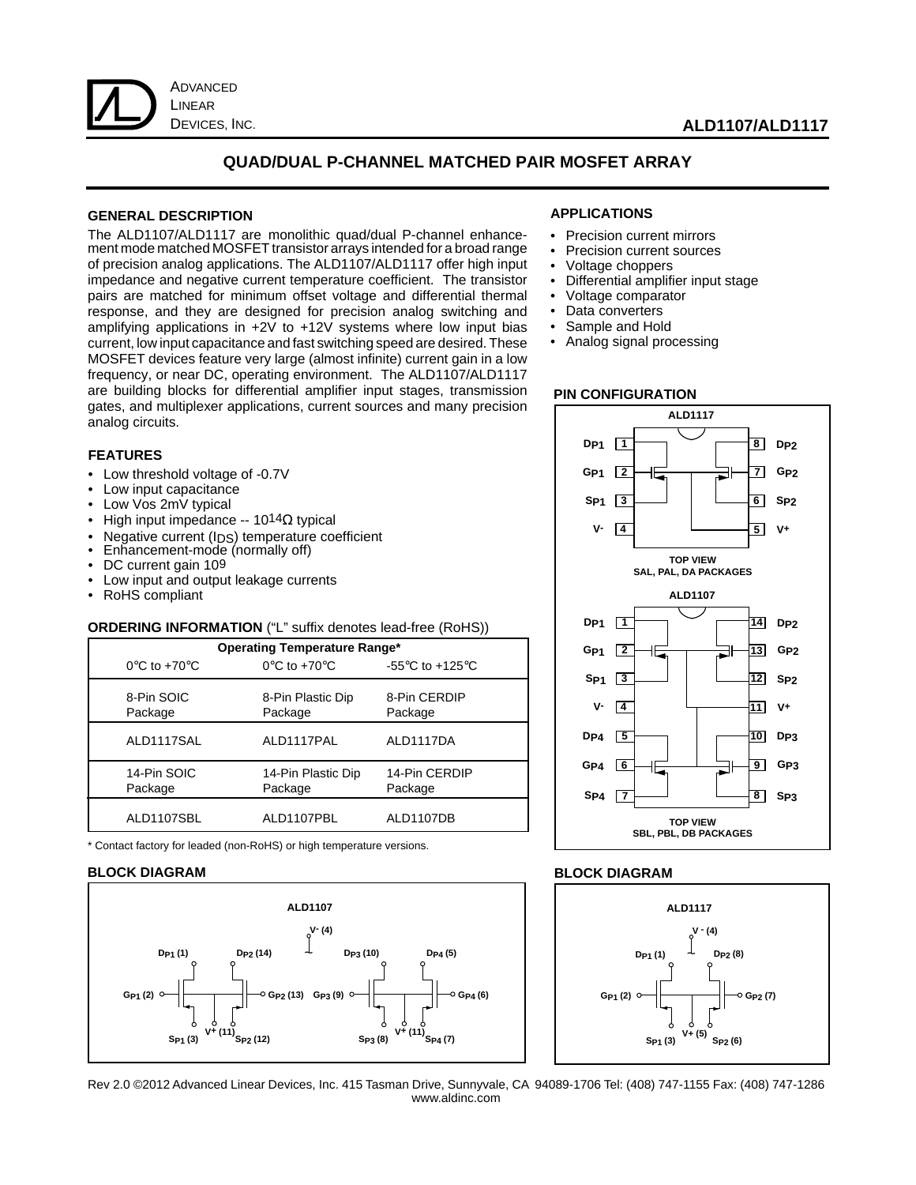ADVANCED LINEAR DEVICES, INC.

# ALD1107/ALD1117

## QUAD/DUAL P-CHANNEL MATCHED PAIR MOSFET ARRAY

### GENERAL DESCRIPTION

The ALD1107/ALD1117 are monolithic quad/dual P-channel enhancement mode matched MOSFET transistor arrays intended for a broad range of precision analog applications. The ALD1107/ALD1117 offer high input impedance and negative current temperature coefficient. The transistor pairs are matched for minimum offset voltage and differential thermal response, and they are designed for precision analog switching and amplifying applications in +2V to +12V systems where low input bias current, low input capacitance and fast switching speed are desired. These MOSFET devices feature very large (almost infinite) current gain in a low frequency, or near DC, operating environment. The ALD1107/ALD1117 are building blocks for differential amplifier input stages, transmission gates, and multiplexer applications, current sources and many precision analog circuits.

### FEATURES

- Low threshold voltage of -0.7V
- Low input capacitance
- Low Vos 2mV typical
- High input impedance -- $10^{14}\Omega$ typical
- Negative current ($I_{DS}$) temperature coefficient
- Enhancement-mode (normally off)
- DC current gain $10^9$
- Low input and output leakage currents
- RoHS compliant

### ORDERING INFORMATION ("L" suffix denotes lead-free (RoHS))

| Operating Temperature Range* | | |
|---|---|---|
| 0°C to +70°C | 0°C to +70°C | -55°C to +125°C |
| 8-Pin SOIC Package | 8-Pin Plastic Dip Package | 8-Pin CERDIP Package |
| ALD1117SAL | ALD1117PAL | ALD1117DA |
| 14-Pin SOIC Package | 14-Pin Plastic Dip Package | 14-Pin CERDIP Package |
| ALD1107SBL | ALD1107PBL | ALD1107DB |

\* Contact factory for leaded (non-RoHS) or high temperature versions.

### APPLICATIONS

- Precision current mirrors
- Precision current sources
- Voltage choppers
- Differential amplifier input stage
- Voltage comparator
- Data converters
- Sample and Hold
- Analog signal processing

### PIN CONFIGURATION

**ALD1117**

| Pin | Name | Pin | Name |
|---|---|---|---|
| 1 | $D_{P1}$ | 8 | $D_{P2}$ |
| 2 | $G_{P1}$ | 7 | $G_{P2}$ |
| 3 | $S_{P1}$ | 6 | $S_{P2}$ |
| 4 | V- | 5 | V+ |

TOP VIEW
SAL, PAL, DA PACKAGES

**ALD1107**

| Pin | Name | Pin | Name |
|---|---|---|---|
| 1 | $D_{P1}$ | 14 | $D_{P2}$ |
| 2 | $G_{P1}$ | 13 | $G_{P2}$ |
| 3 | $S_{P1}$ | 12 | $S_{P2}$ |
| 4 | V- | 11 | V+ |
| 5 | $D_{P4}$ | 10 | $D_{P3}$ |
| 6 | $G_{P4}$ | 9 | $G_{P3}$ |
| 7 | $S_{P4}$ | 8 | $S_{P3}$ |

TOP VIEW
SBL, PBL, DB PACKAGES

### BLOCK DIAGRAM

**ALD1107**

V- (4); $D_{P1}$ (1), $D_{P2}$ (14), $D_{P3}$ (10), $D_{P4}$ (5); $G_{P1}$ (2), $G_{P2}$ (13), $G_{P3}$ (9), $G_{P4}$ (6); $S_{P1}$ (3), V+ (11), $S_{P2}$ (12), $S_{P3}$ (8), V+ (11), $S_{P4}$ (7)

### BLOCK DIAGRAM

**ALD1117**

V- (4); $D_{P1}$ (1), $D_{P2}$ (8); $G_{P1}$ (2), $G_{P2}$ (7); $S_{P1}$ (3), V+ (5), $S_{P2}$ (6)

Rev 2.0 ©2012 Advanced Linear Devices, Inc. 415 Tasman Drive, Sunnyvale, CA 94089-1706 Tel: (408) 747-1155 Fax: (408) 747-1286 www.aldinc.com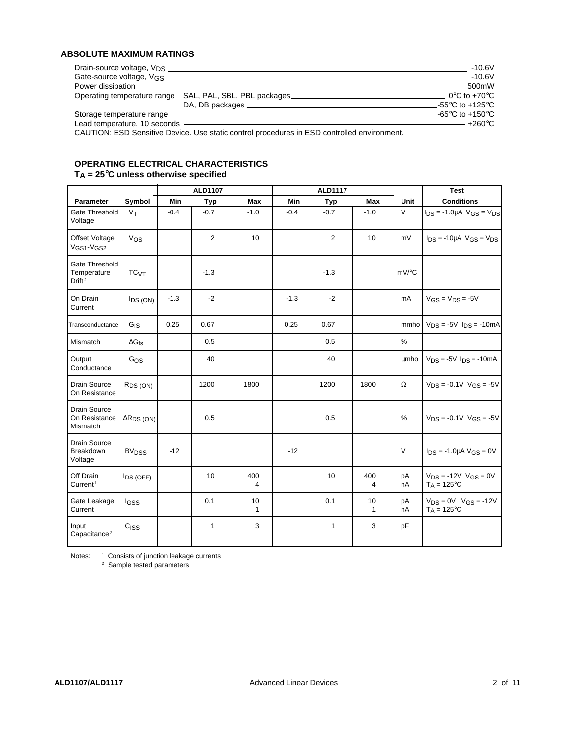## ABSOLUTE MAXIMUM RATINGS

| | | |
|---|---|---|
| Drain-source voltage, $V_{DS}$ | | -10.6V |
| Gate-source voltage, $V_{GS}$ | | -10.6V |
| Power dissipation | | 500mW |
| Operating temperature range | SAL, PAL, SBL, PBL packages | 0°C to +70°C |
| | DA, DB packages | -55°C to +125°C |
| Storage temperature range | | -65°C to +150°C |
| Lead temperature, 10 seconds | | +260°C |

CAUTION: ESD Sensitive Device. Use static control procedures in ESD controlled environment.

## OPERATING ELECTRICAL CHARACTERISTICS
### $T_A$ = 25°C unless otherwise specified

| | | ALD1107 | | | ALD1117 | | | | Test |
|---|---|---|---|---|---|---|---|---|---|
| **Parameter** | **Symbol** | **Min** | **Typ** | **Max** | **Min** | **Typ** | **Max** | **Unit** | **Conditions** |
| Gate Threshold Voltage | $V_T$ | -0.4 | -0.7 | -1.0 | -0.4 | -0.7 | -1.0 | V | $I_{DS}$ = -1.0μA $V_{GS} = V_{DS}$ |
| Offset Voltage $V_{GS1}$-$V_{GS2}$ | $V_{OS}$ | | 2 | 10 | | 2 | 10 | mV | $I_{DS}$ = -10μA $V_{GS} = V_{DS}$ |
| Gate Threshold Temperature Drift[2] | $TC_{VT}$ | | -1.3 | | | -1.3 | | mV/°C | |
| On Drain Current | $I_{DS\,(ON)}$ | -1.3 | -2 | | -1.3 | -2 | | mA | $V_{GS} = V_{DS}$ = -5V |
| Transconductance | $G_{fs}$ | 0.25 | 0.67 | | 0.25 | 0.67 | | mmho | $V_{DS}$ = -5V $I_{DS}$ = -10mA |
| Mismatch | $\Delta G_{fs}$ | | 0.5 | | | 0.5 | | % | |
| Output Conductance | $G_{OS}$ | | 40 | | | 40 | | μmho | $V_{DS}$ = -5V $I_{DS}$ = -10mA |
| Drain Source On Resistance | $R_{DS\,(ON)}$ | | 1200 | 1800 | | 1200 | 1800 | Ω | $V_{DS}$ = -0.1V $V_{GS}$ = -5V |
| Drain Source On Resistance Mismatch | $\Delta R_{DS\,(ON)}$ | | 0.5 | | | 0.5 | | % | $V_{DS}$ = -0.1V $V_{GS}$ = -5V |
| Drain Source Breakdown Voltage | $BV_{DSS}$ | -12 | | | -12 | | | V | $I_{DS}$ = -1.0μA $V_{GS}$ = 0V |
| Off Drain Current[1] | $I_{DS\,(OFF)}$ | | 10 | 400<br>4 | | 10 | 400<br>4 | pA<br>nA | $V_{DS}$ = -12V $V_{GS}$ = 0V<br>$T_A$ = 125°C |
| Gate Leakage Current | $I_{GSS}$ | | 0.1 | 10<br>1 | | 0.1 | 10<br>1 | pA<br>nA | $V_{DS}$ = 0V $V_{GS}$ = -12V<br>$T_A$ = 125°C |
| Input Capacitance[2] | $C_{ISS}$ | | 1 | 3 | | 1 | 3 | pF | |

Notes: [1] Consists of junction leakage currents
[2] Sample tested parameters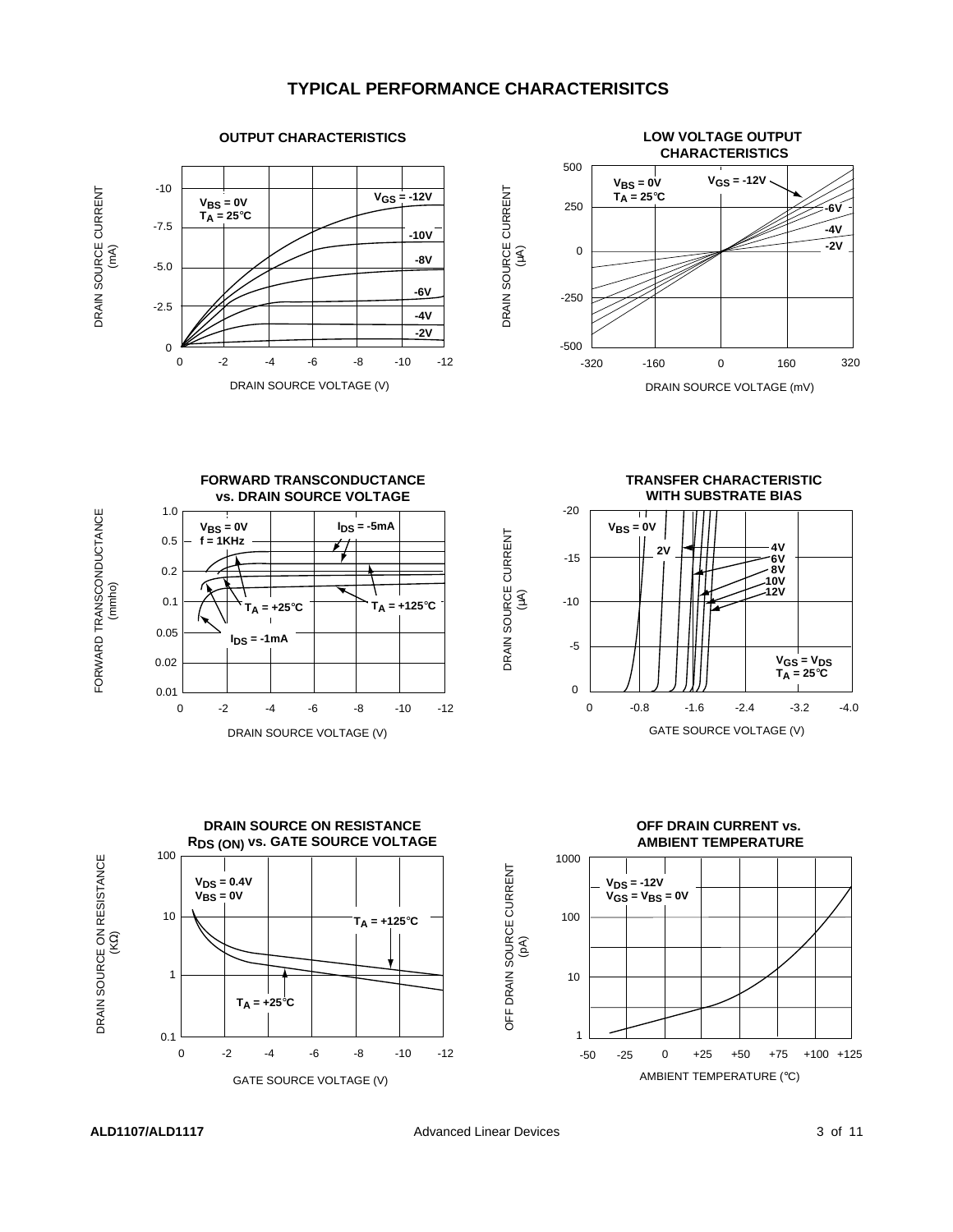## TYPICAL PERFORMANCE CHARACTERISITCS

### OUTPUT CHARACTERISTICS

$V_{BS}$ = 0V
$T_A$ = 25°C

$V_{GS}$ = -12V, -10V, -8V, -6V, -4V, -2V

DRAIN SOURCE CURRENT (mA): 0, -2.5, -5.0, -7.5, -10

DRAIN SOURCE VOLTAGE (V): 0, -2, -4, -6, -8, -10, -12

### LOW VOLTAGE OUTPUT CHARACTERISTICS

$V_{BS}$ = 0V
$T_A$ = 25°C

$V_{GS}$ = -12V, -6V, -4V, -2V

DRAIN SOURCE CURRENT (µA): -500, -250, 0, 250, 500

DRAIN SOURCE VOLTAGE (mV): -320, -160, 0, 160, 320

### FORWARD TRANSCONDUCTANCE vs. DRAIN SOURCE VOLTAGE

$V_{BS}$ = 0V
f = 1KHz

$I_{DS}$ = -5mA
$I_{DS}$ = -1mA
$T_A$ = +25°C
$T_A$ = +125°C

FORWARD TRANSCONDUCTANCE (mmho): 0.01, 0.02, 0.05, 0.1, 0.2, 0.5, 1.0

DRAIN SOURCE VOLTAGE (V): 0, -2, -4, -6, -8, -10, -12

### TRANSFER CHARACTERISTIC WITH SUBSTRATE BIAS

$V_{BS}$ = 0V
2V, 4V, 6V, 8V, 10V, 12V

$V_{GS}$ = $V_{DS}$
$T_A$ = 25°C

DRAIN SOURCE CURRENT (µA): 0, -5, -10, -15, -20

GATE SOURCE VOLTAGE (V): 0, -0.8, -1.6, -2.4, -3.2, -4.0

### DRAIN SOURCE ON RESISTANCE $R_{DS\,(ON)}$ vs. GATE SOURCE VOLTAGE

$V_{DS}$ = 0.4V
$V_{BS}$ = 0V

$T_A$ = +125°C
$T_A$ = +25°C

DRAIN SOURCE ON RESISTANCE (KΩ): 0.1, 1, 10, 100

GATE SOURCE VOLTAGE (V): 0, -2, -4, -6, -8, -10, -12

### OFF DRAIN CURRENT vs. AMBIENT TEMPERATURE

$V_{DS}$ = -12V
$V_{GS}$ = $V_{BS}$ = 0V

OFF DRAIN SOURCE CURRENT (pA): 1, 10, 100, 1000

AMBIENT TEMPERATURE (°C): -50, -25, 0, +25, +50, +75, +100, +125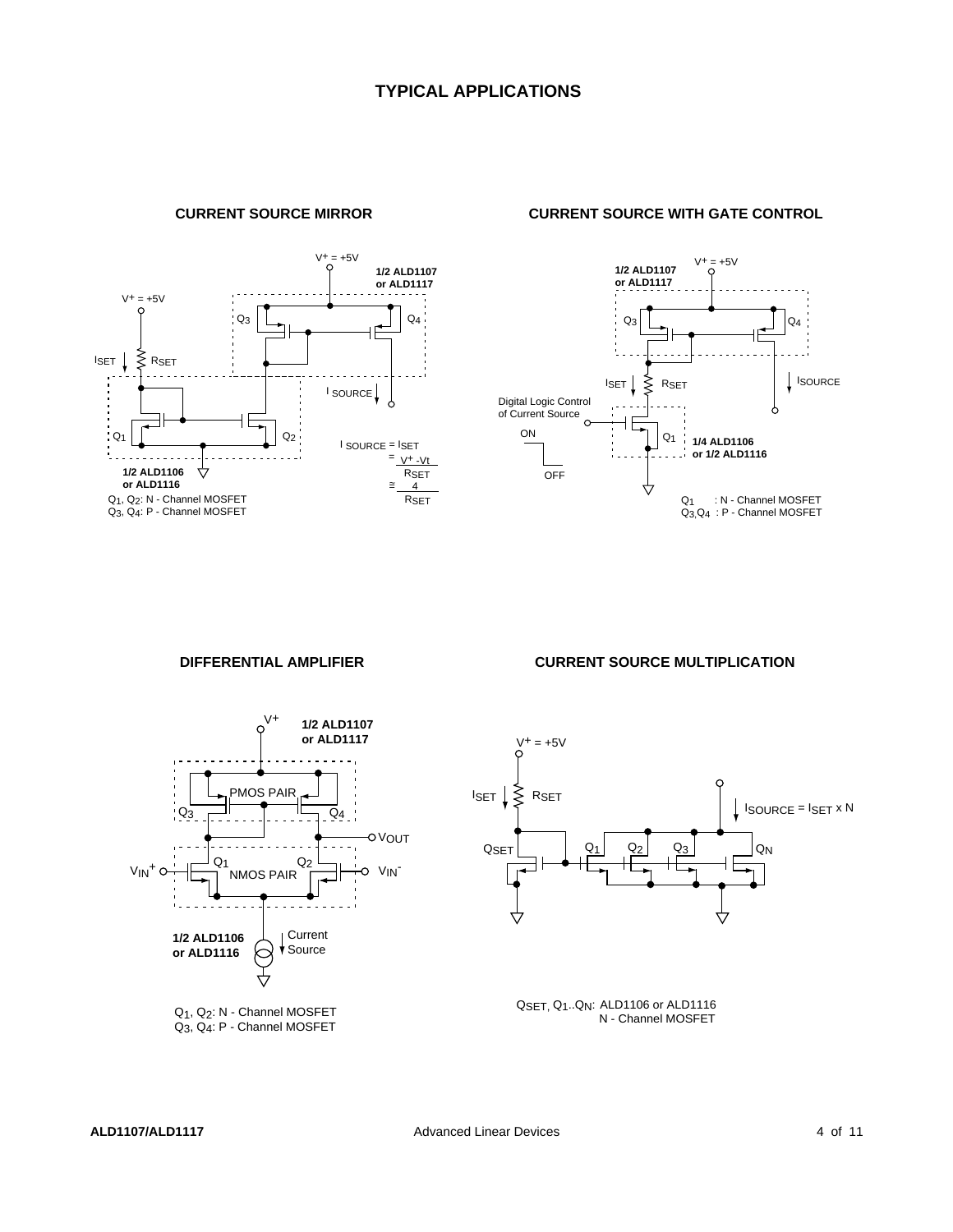## TYPICAL APPLICATIONS

### CURRENT SOURCE MIRROR

$V^+ = +5V$

1/2 ALD1107 or ALD1117

$I_{SET}$ $R_{SET}$

$Q_3$ $Q_4$

$I_{SOURCE}$

$Q_1$ $Q_2$

1/2 ALD1106 or ALD1116

$$I_{SOURCE} = I_{SET} = \frac{V^+ - V_t}{R_{SET}} \cong \frac{4}{R_{SET}}$$

$Q_1$, $Q_2$: N - Channel MOSFET
$Q_3$, $Q_4$: P - Channel MOSFET

### CURRENT SOURCE WITH GATE CONTROL

$V^+ = +5V$

1/2 ALD1107 or ALD1117

$Q_3$ $Q_4$

$I_{SET}$ $R_{SET}$ $I_{SOURCE}$

Digital Logic Control of Current Source

ON

OFF

$Q_1$

1/4 ALD1106 or 1/2 ALD1116

$Q_1$ : N - Channel MOSFET
$Q_3$, $Q_4$ : P - Channel MOSFET

### DIFFERENTIAL AMPLIFIER

$V^+$

1/2 ALD1107 or ALD1117

PMOS PAIR

$Q_3$ $Q_4$

$V_{OUT}$

$V_{IN}^+$ $Q_1$ NMOS PAIR $Q_2$ $V_{IN}^-$

1/2 ALD1106 or ALD1116

Current Source

$Q_1$, $Q_2$: N - Channel MOSFET
$Q_3$, $Q_4$: P - Channel MOSFET

### CURRENT SOURCE MULTIPLICATION

$V^+ = +5V$

$I_{SET}$ $R_{SET}$

$I_{SOURCE} = I_{SET} \times N$

$Q_{SET}$ $Q_1$ $Q_2$ $Q_3$ $Q_N$

$Q_{SET}$, $Q_1$..$Q_N$: ALD1106 or ALD1116 N - Channel MOSFET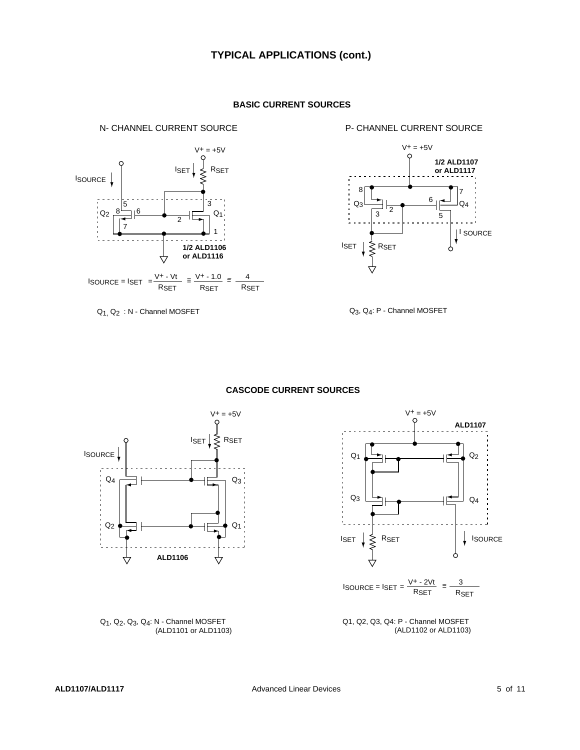## TYPICAL APPLICATIONS (cont.)

### BASIC CURRENT SOURCES

N- CHANNEL CURRENT SOURCE

$V^+ = +5V$

$I_{SET}$ $R_{SET}$

$I_{SOURCE}$

$Q_2$ 8 5 6 7

3 $Q_1$ 2 1

**1/2 ALD1106 or ALD1116**

$$I_{SOURCE} = I_{SET} = \frac{V^+ - Vt}{R_{SET}} \cong \frac{V^+ - 1.0}{R_{SET}} \cong \frac{4}{R_{SET}}$$

$Q_1, Q_2$ : N - Channel MOSFET

P- CHANNEL CURRENT SOURCE

$V^+ = +5V$

**1/2 ALD1107 or ALD1117**

8 $Q_3$ 3 2 6 7 $Q_4$ 5

$I_{SET}$ $R_{SET}$

$I_{SOURCE}$

$Q_3, Q_4$: P - Channel MOSFET

### CASCODE CURRENT SOURCES

$V^+ = +5V$

$I_{SET}$ $R_{SET}$

$I_{SOURCE}$

$Q_4$ $Q_3$ $Q_2$ $Q_1$

**ALD1106**

$Q_1, Q_2, Q_3, Q_4$: N - Channel MOSFET (ALD1101 or ALD1103)

$V^+ = +5V$

**ALD1107**

$Q_1$ $Q_2$ $Q_3$ $Q_4$

$I_{SET}$ $R_{SET}$ $I_{SOURCE}$

$$I_{SOURCE} = I_{SET} = \frac{V^+ - 2Vt}{R_{SET}} \cong \frac{3}{R_{SET}}$$

Q1, Q2, Q3, Q4: P - Channel MOSFET (ALD1102 or ALD1103)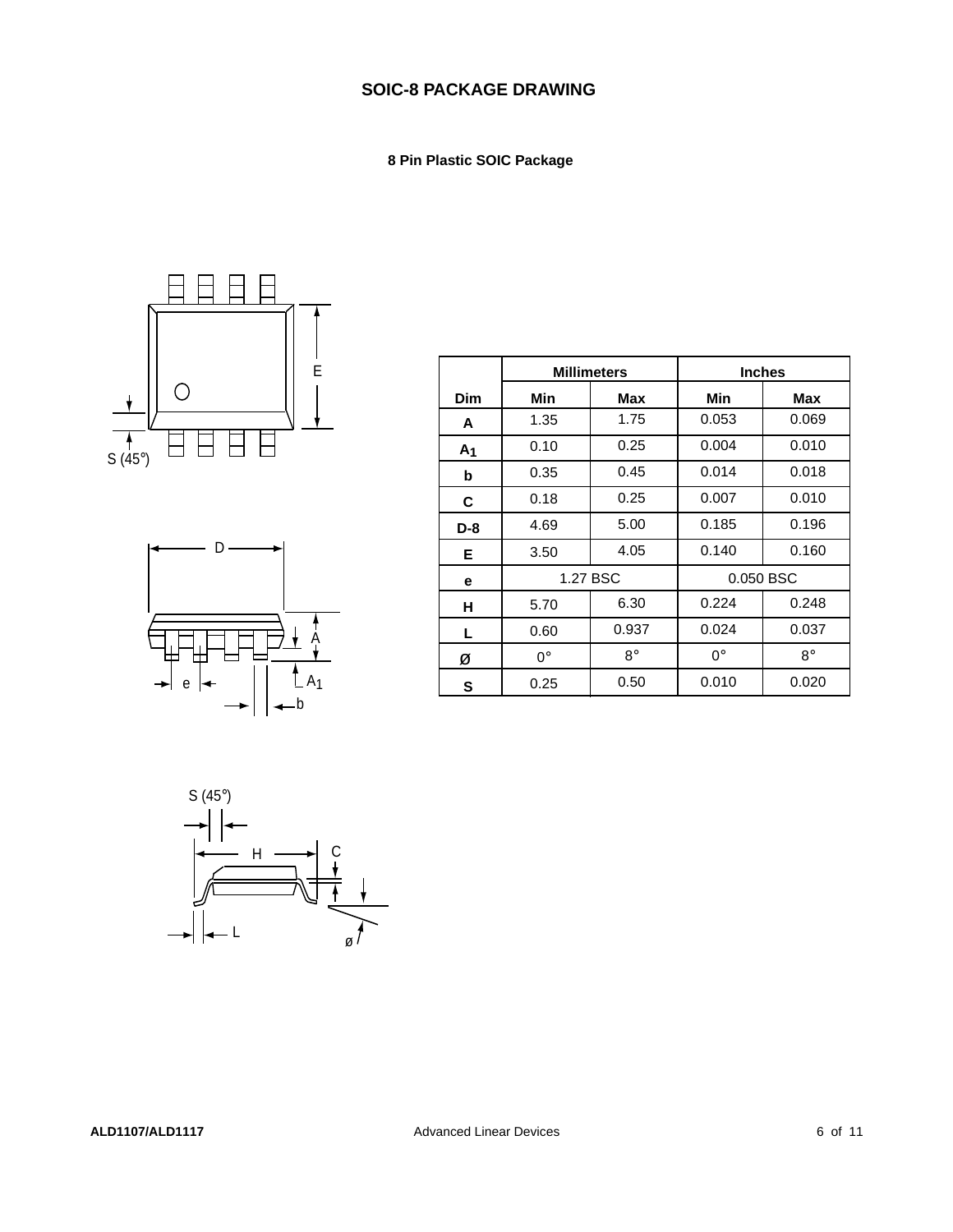# SOIC-8 PACKAGE DRAWING

### 8 Pin Plastic SOIC Package

| Dim | Millimeters | | Inches | |
|---|---|---|---|---|
| | Min | Max | Min | Max |
| A | 1.35 | 1.75 | 0.053 | 0.069 |
| $A_1$ | 0.10 | 0.25 | 0.004 | 0.010 |
| b | 0.35 | 0.45 | 0.014 | 0.018 |
| C | 0.18 | 0.25 | 0.007 | 0.010 |
| D-8 | 4.69 | 5.00 | 0.185 | 0.196 |
| E | 3.50 | 4.05 | 0.140 | 0.160 |
| e | 1.27 BSC | | 0.050 BSC | |
| H | 5.70 | 6.30 | 0.224 | 0.248 |
| L | 0.60 | 0.937 | 0.024 | 0.037 |
| Ø | 0° | 8° | 0° | 8° |
| S | 0.25 | 0.50 | 0.010 | 0.020 |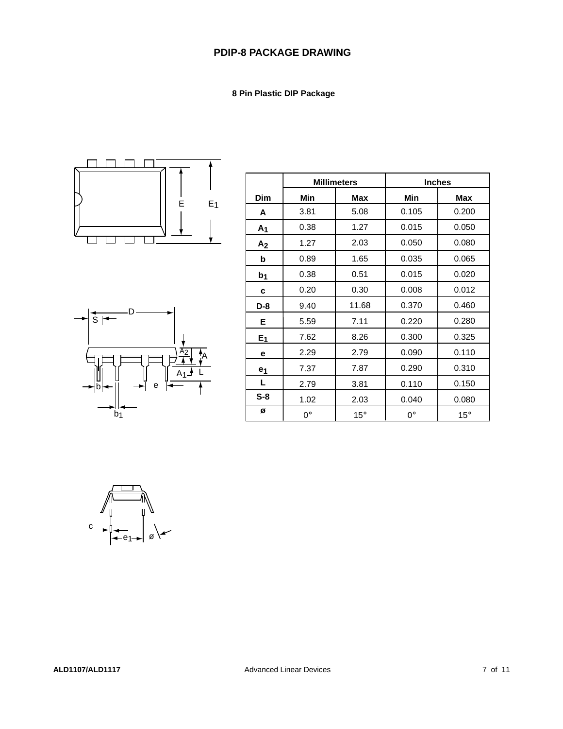# PDIP-8 PACKAGE DRAWING

### 8 Pin Plastic DIP Package

| Dim | Millimeters | | Inches | |
|---|---|---|---|---|
| | Min | Max | Min | Max |
| A | 3.81 | 5.08 | 0.105 | 0.200 |
| $A_1$ | 0.38 | 1.27 | 0.015 | 0.050 |
| $A_2$ | 1.27 | 2.03 | 0.050 | 0.080 |
| b | 0.89 | 1.65 | 0.035 | 0.065 |
| $b_1$ | 0.38 | 0.51 | 0.015 | 0.020 |
| c | 0.20 | 0.30 | 0.008 | 0.012 |
| D-8 | 9.40 | 11.68 | 0.370 | 0.460 |
| E | 5.59 | 7.11 | 0.220 | 0.280 |
| $E_1$ | 7.62 | 8.26 | 0.300 | 0.325 |
| e | 2.29 | 2.79 | 0.090 | 0.110 |
| $e_1$ | 7.37 | 7.87 | 0.290 | 0.310 |
| L | 2.79 | 3.81 | 0.110 | 0.150 |
| S-8 | 1.02 | 2.03 | 0.040 | 0.080 |
| ø | 0° | 15° | 0° | 15° |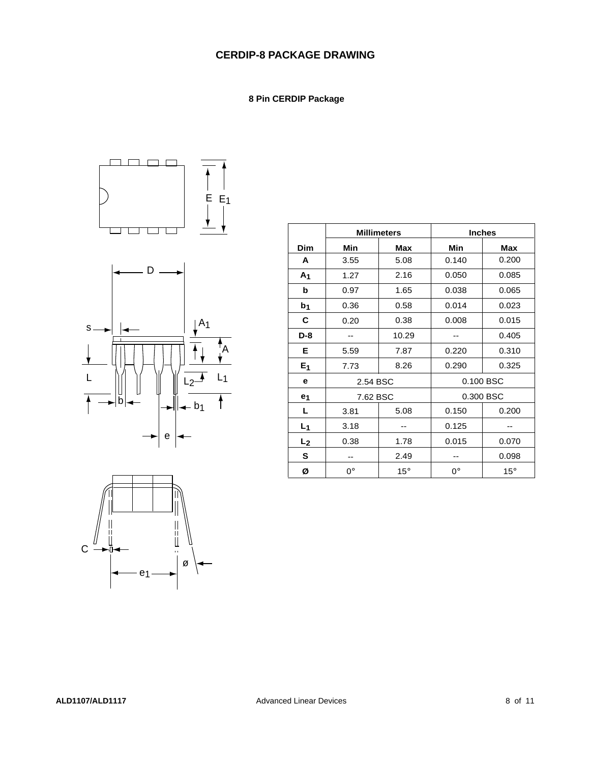# CERDIP-8 PACKAGE DRAWING

### 8 Pin CERDIP Package

| Dim | Millimeters | | Inches | |
|---|---|---|---|---|
| | Min | Max | Min | Max |
| A | 3.55 | 5.08 | 0.140 | 0.200 |
| $A_1$ | 1.27 | 2.16 | 0.050 | 0.085 |
| b | 0.97 | 1.65 | 0.038 | 0.065 |
| $b_1$ | 0.36 | 0.58 | 0.014 | 0.023 |
| C | 0.20 | 0.38 | 0.008 | 0.015 |
| D-8 | -- | 10.29 | -- | 0.405 |
| E | 5.59 | 7.87 | 0.220 | 0.310 |
| $E_1$ | 7.73 | 8.26 | 0.290 | 0.325 |
| e | 2.54 BSC | | 0.100 BSC | |
| $e_1$ | 7.62 BSC | | 0.300 BSC | |
| L | 3.81 | 5.08 | 0.150 | 0.200 |
| $L_1$ | 3.18 | -- | 0.125 | -- |
| $L_2$ | 0.38 | 1.78 | 0.015 | 0.070 |
| S | -- | 2.49 | -- | 0.098 |
| Ø | 0° | 15° | 0° | 15° |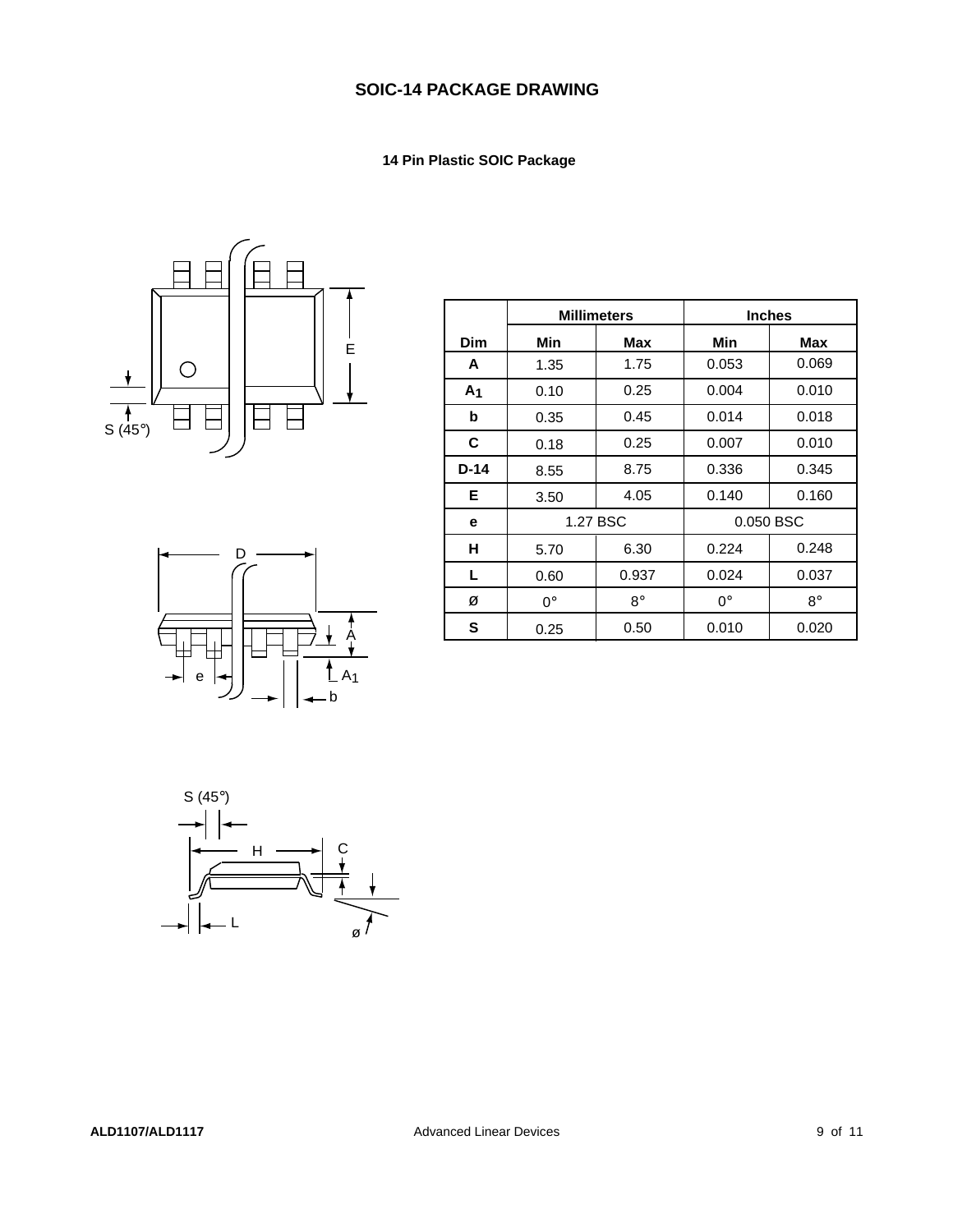## SOIC-14 PACKAGE DRAWING

### 14 Pin Plastic SOIC Package

| Dim | Millimeters | | Inches | |
|---|---|---|---|---|
| | Min | Max | Min | Max |
| A | 1.35 | 1.75 | 0.053 | 0.069 |
| $A_1$ | 0.10 | 0.25 | 0.004 | 0.010 |
| b | 0.35 | 0.45 | 0.014 | 0.018 |
| C | 0.18 | 0.25 | 0.007 | 0.010 |
| D-14 | 8.55 | 8.75 | 0.336 | 0.345 |
| E | 3.50 | 4.05 | 0.140 | 0.160 |
| e | 1.27 BSC | | 0.050 BSC | |
| H | 5.70 | 6.30 | 0.224 | 0.248 |
| L | 0.60 | 0.937 | 0.024 | 0.037 |
| Ø | 0° | 8° | 0° | 8° |
| S | 0.25 | 0.50 | 0.010 | 0.020 |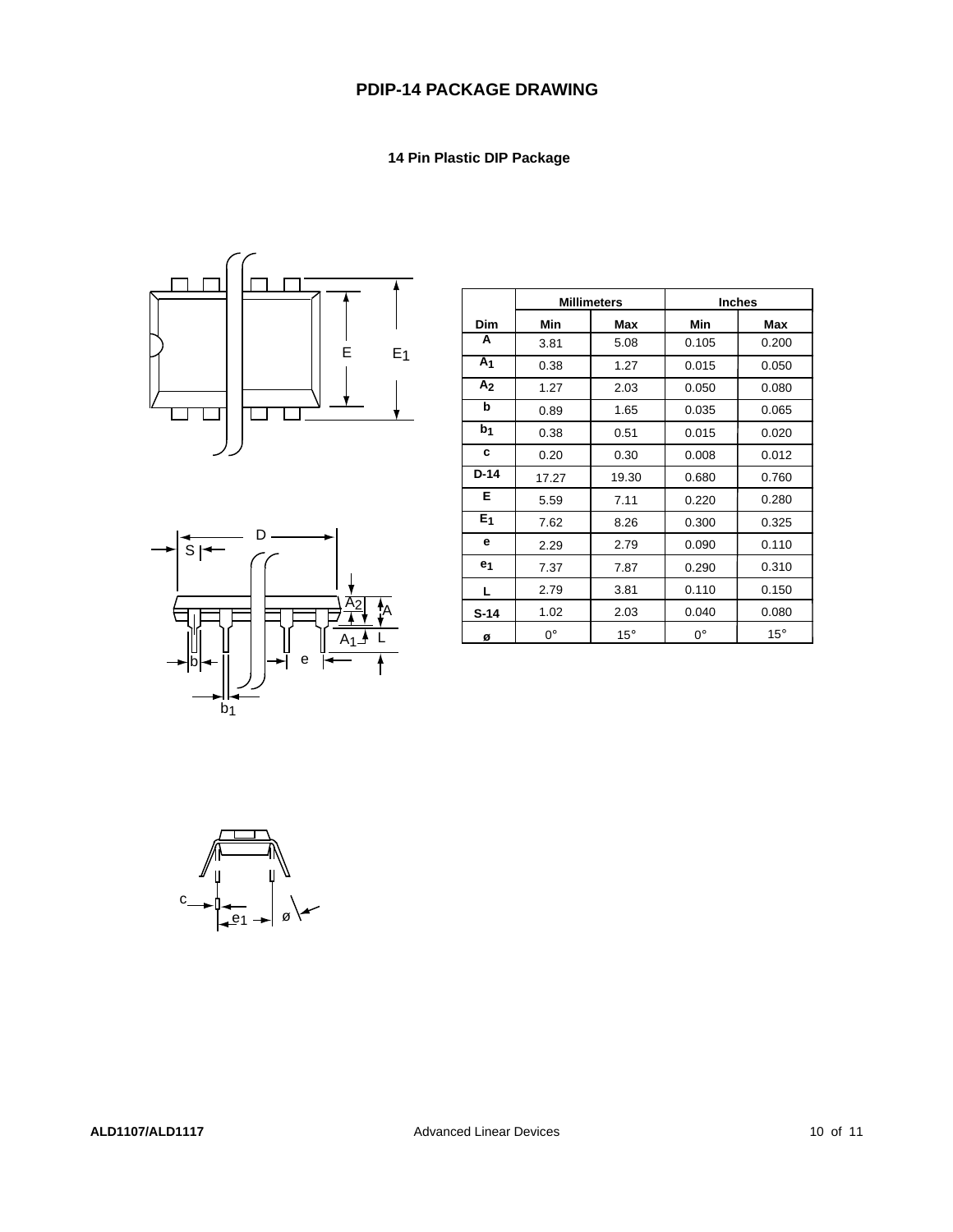# PDIP-14 PACKAGE DRAWING

### 14 Pin Plastic DIP Package

| | Millimeters | | Inches | |
|---|---|---|---|---|
| Dim | Min | Max | Min | Max |
| A | 3.81 | 5.08 | 0.105 | 0.200 |
| $A_1$ | 0.38 | 1.27 | 0.015 | 0.050 |
| $A_2$ | 1.27 | 2.03 | 0.050 | 0.080 |
| b | 0.89 | 1.65 | 0.035 | 0.065 |
| $b_1$ | 0.38 | 0.51 | 0.015 | 0.020 |
| c | 0.20 | 0.30 | 0.008 | 0.012 |
| D-14 | 17.27 | 19.30 | 0.680 | 0.760 |
| E | 5.59 | 7.11 | 0.220 | 0.280 |
| $E_1$ | 7.62 | 8.26 | 0.300 | 0.325 |
| e | 2.29 | 2.79 | 0.090 | 0.110 |
| $e_1$ | 7.37 | 7.87 | 0.290 | 0.310 |
| L | 2.79 | 3.81 | 0.110 | 0.150 |
| S-14 | 1.02 | 2.03 | 0.040 | 0.080 |
| ø | 0° | 15° | 0° | 15° |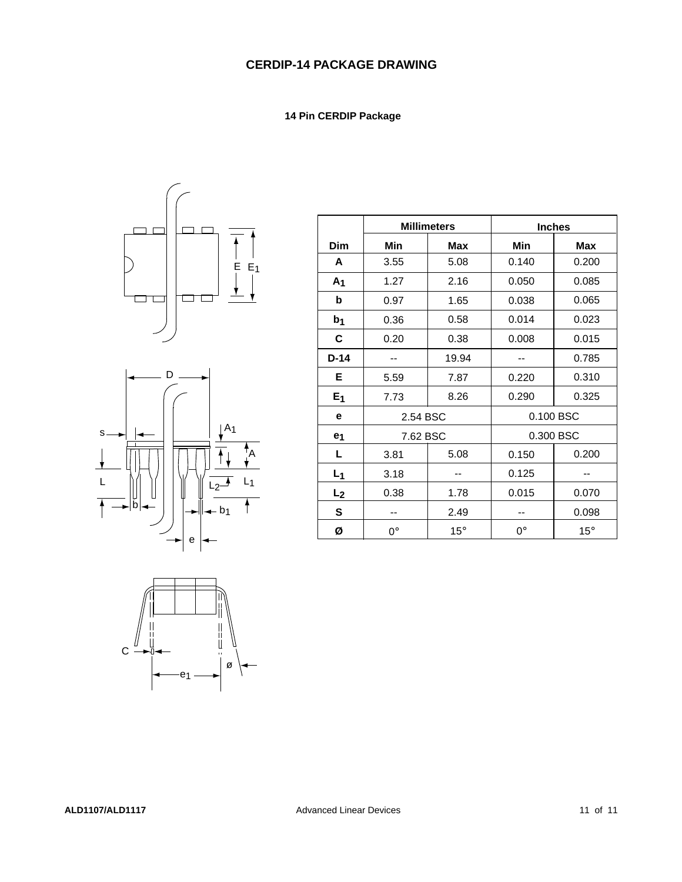# CERDIP-14 PACKAGE DRAWING

**14 Pin CERDIP Package**

| | Millimeters | | Inches | |
|---|---|---|---|---|
| **Dim** | **Min** | **Max** | **Min** | **Max** |
| **A** | 3.55 | 5.08 | 0.140 | 0.200 |
| $A_1$ | 1.27 | 2.16 | 0.050 | 0.085 |
| **b** | 0.97 | 1.65 | 0.038 | 0.065 |
| $b_1$ | 0.36 | 0.58 | 0.014 | 0.023 |
| **C** | 0.20 | 0.38 | 0.008 | 0.015 |
| **D-14** | -- | 19.94 | -- | 0.785 |
| **E** | 5.59 | 7.87 | 0.220 | 0.310 |
| $E_1$ | 7.73 | 8.26 | 0.290 | 0.325 |
| **e** | 2.54 BSC | | 0.100 BSC | |
| $e_1$ | 7.62 BSC | | 0.300 BSC | |
| **L** | 3.81 | 5.08 | 0.150 | 0.200 |
| $L_1$ | 3.18 | -- | 0.125 | -- |
| $L_2$ | 0.38 | 1.78 | 0.015 | 0.070 |
| **S** | -- | 2.49 | -- | 0.098 |
| **Ø** | 0° | 15° | 0° | 15° |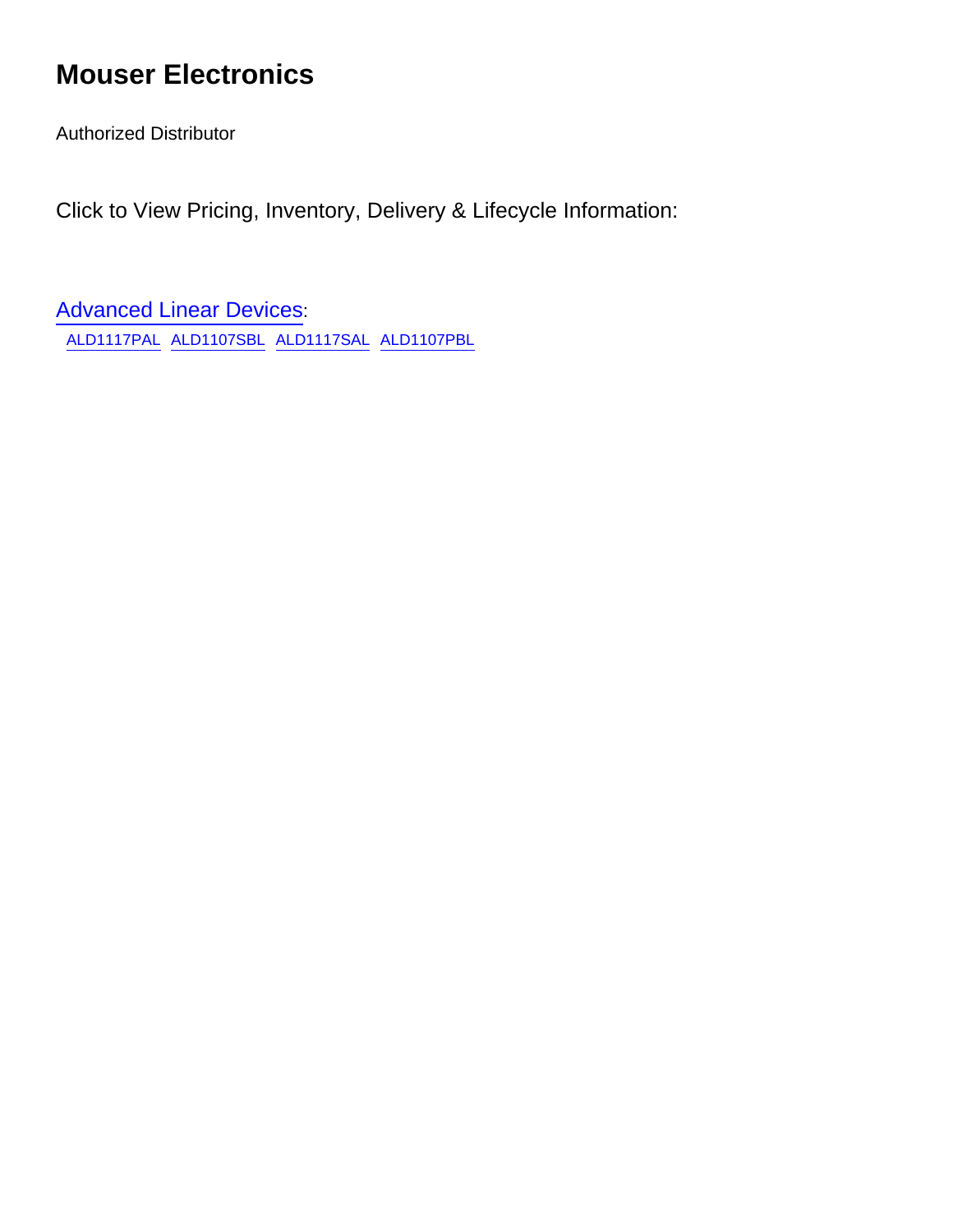# Mouser Electronics

Authorized Distributor

Click to View Pricing, Inventory, Delivery & Lifecycle Information:

Advanced Linear Devices:

ALD1117PAL ALD1107SBL ALD1117SAL ALD1107PBL